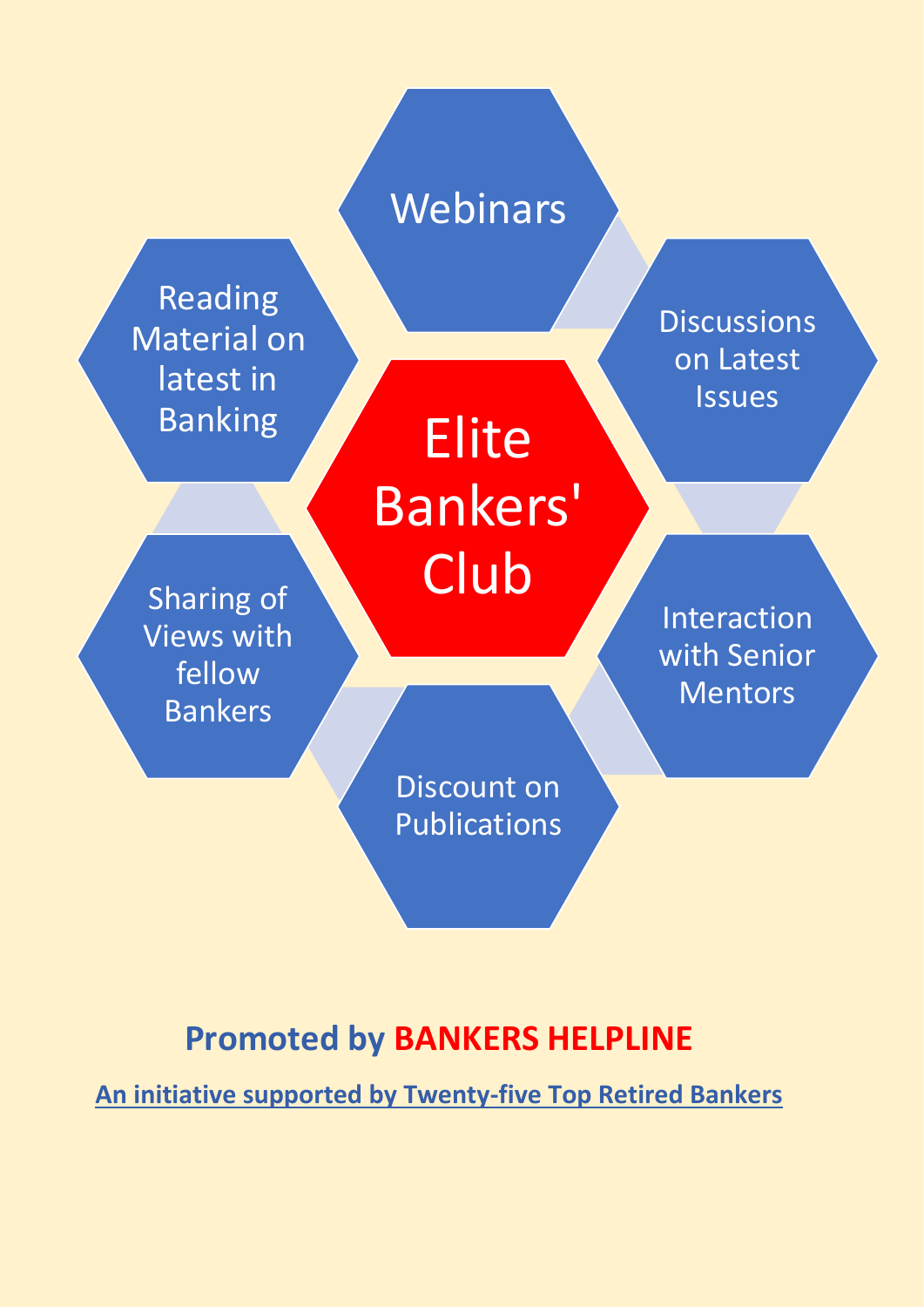# Elite Bankers' Club

- Webinars
- Discussions on Latest Issues
- Interaction with Senior Mentors
- Discount on Publications
- Sharing of Views with fellow Bankers
- Reading Material on latest in Banking

**Promoted by BANKERS HELPLINE**

**An initiative supported by Twenty-five Top Retired Bankers**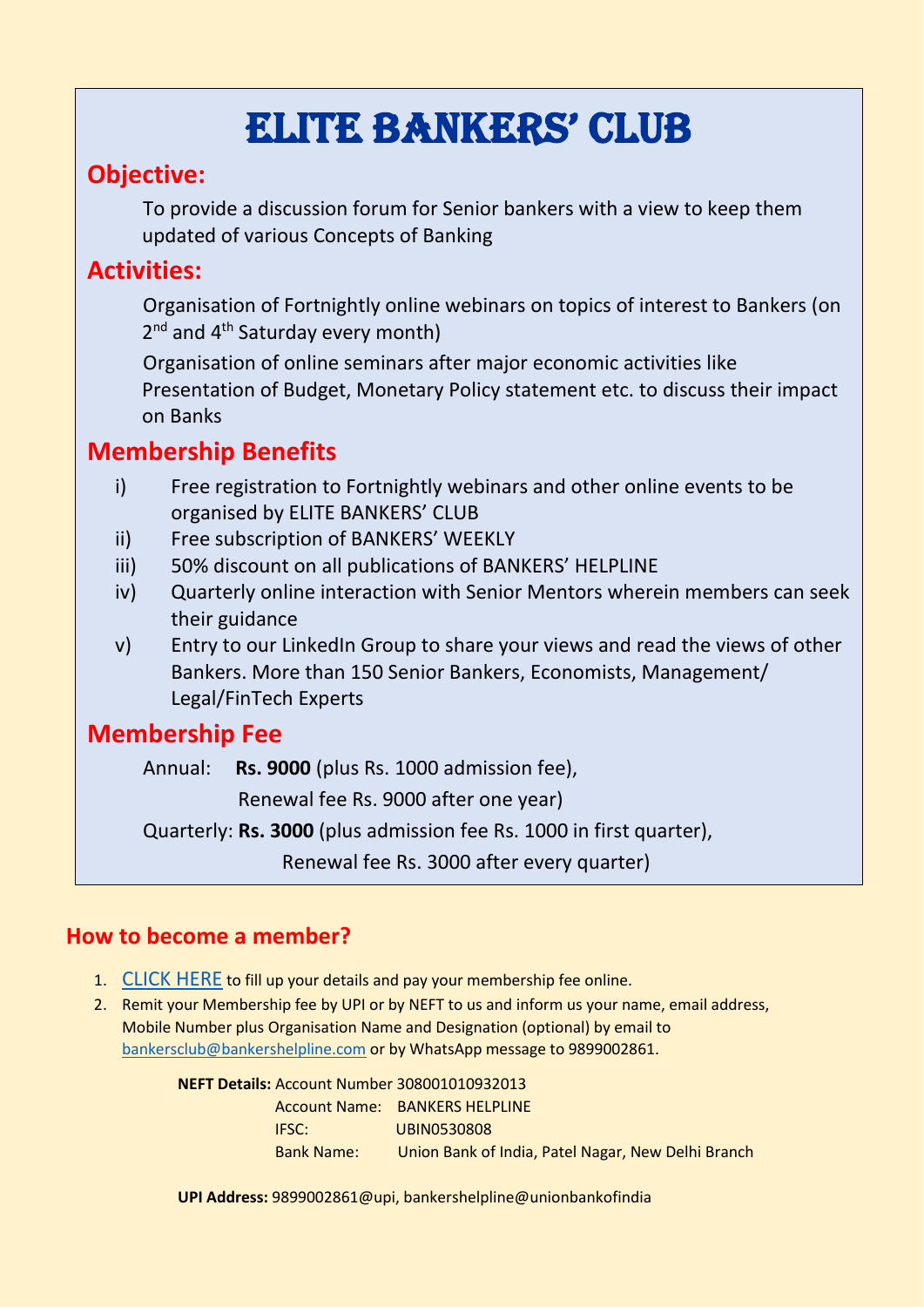# ELITE BANKERS' CLUB

## Objective:

To provide a discussion forum for Senior bankers with a view to keep them updated of various Concepts of Banking

## Activities:

Organisation of Fortnightly online webinars on topics of interest to Bankers (on 2nd and 4th Saturday every month)

Organisation of online seminars after major economic activities like Presentation of Budget, Monetary Policy statement etc. to discuss their impact on Banks

## Membership Benefits

i) Free registration to Fortnightly webinars and other online events to be organised by ELITE BANKERS' CLUB
ii) Free subscription of BANKERS' WEEKLY
iii) 50% discount on all publications of BANKERS' HELPLINE
iv) Quarterly online interaction with Senior Mentors wherein members can seek their guidance
v) Entry to our LinkedIn Group to share your views and read the views of other Bankers. More than 150 Senior Bankers, Economists, Management/ Legal/FinTech Experts

## Membership Fee

Annual: **Rs. 9000** (plus Rs. 1000 admission fee),
Renewal fee Rs. 9000 after one year)

Quarterly: **Rs. 3000** (plus admission fee Rs. 1000 in first quarter),
Renewal fee Rs. 3000 after every quarter)

## How to become a member?

1. CLICK HERE to fill up your details and pay your membership fee online.
2. Remit your Membership fee by UPI or by NEFT to us and inform us your name, email address, Mobile Number plus Organisation Name and Designation (optional) by email to bankersclub@bankershelpline.com or by WhatsApp message to 9899002861.

**NEFT Details:** Account Number 308001010932013
Account Name: BANKERS HELPLINE
IFSC: UBIN0530808
Bank Name: Union Bank of India, Patel Nagar, New Delhi Branch

**UPI Address:** 9899002861@upi, bankershelpline@unionbankofindia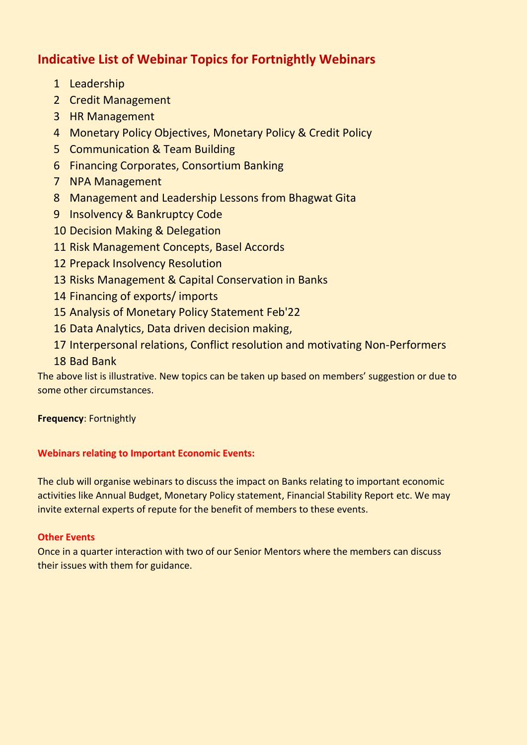## Indicative List of Webinar Topics for Fortnightly Webinars

1. Leadership
2. Credit Management
3. HR Management
4. Monetary Policy Objectives, Monetary Policy & Credit Policy
5. Communication & Team Building
6. Financing Corporates, Consortium Banking
7. NPA Management
8. Management and Leadership Lessons from Bhagwat Gita
9. Insolvency & Bankruptcy Code
10. Decision Making & Delegation
11. Risk Management Concepts, Basel Accords
12. Prepack Insolvency Resolution
13. Risks Management & Capital Conservation in Banks
14. Financing of exports/ imports
15. Analysis of Monetary Policy Statement Feb'22
16. Data Analytics, Data driven decision making,
17. Interpersonal relations, Conflict resolution and motivating Non-Performers
18. Bad Bank

The above list is illustrative. New topics can be taken up based on members' suggestion or due to some other circumstances.

**Frequency**: Fortnightly

**Webinars relating to Important Economic Events:**

The club will organise webinars to discuss the impact on Banks relating to important economic activities like Annual Budget, Monetary Policy statement, Financial Stability Report etc. We may invite external experts of repute for the benefit of members to these events.

**Other Events**

Once in a quarter interaction with two of our Senior Mentors where the members can discuss their issues with them for guidance.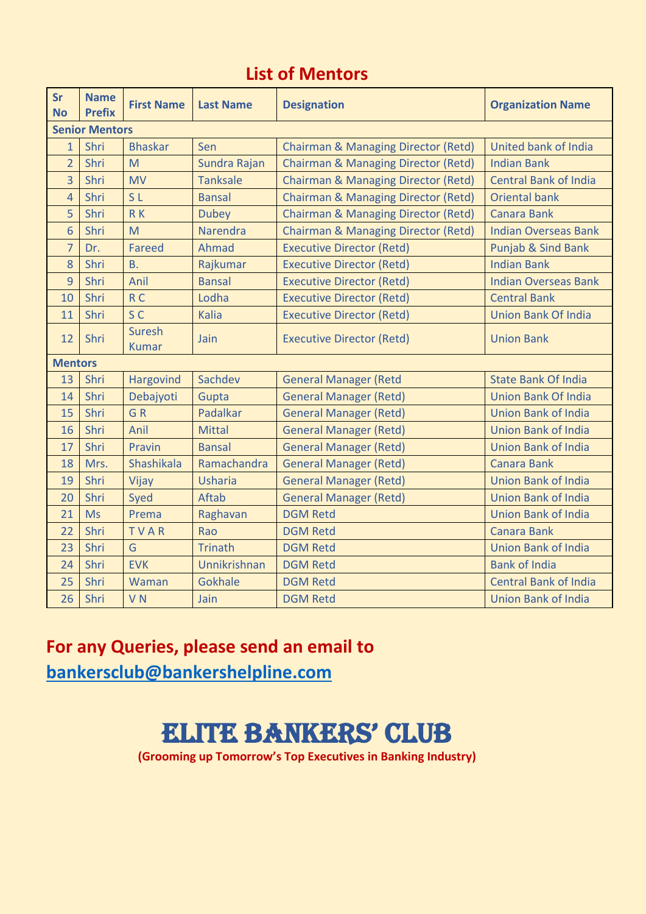## List of Mentors

| Sr No | Name Prefix | First Name | Last Name | Designation | Organization Name |
|---|---|---|---|---|---|
| **Senior Mentors** | | | | | |
| 1 | Shri | Bhaskar | Sen | Chairman & Managing Director (Retd) | United bank of India |
| 2 | Shri | M | Sundra Rajan | Chairman & Managing Director (Retd) | Indian Bank |
| 3 | Shri | MV | Tanksale | Chairman & Managing Director (Retd) | Central Bank of India |
| 4 | Shri | S L | Bansal | Chairman & Managing Director (Retd) | Oriental bank |
| 5 | Shri | R K | Dubey | Chairman & Managing Director (Retd) | Canara Bank |
| 6 | Shri | M | Narendra | Chairman & Managing Director (Retd) | Indian Overseas Bank |
| 7 | Dr. | Fareed | Ahmad | Executive Director (Retd) | Punjab & Sind Bank |
| 8 | Shri | B. | Rajkumar | Executive Director (Retd) | Indian Bank |
| 9 | Shri | Anil | Bansal | Executive Director (Retd) | Indian Overseas Bank |
| 10 | Shri | R C | Lodha | Executive Director (Retd) | Central Bank |
| 11 | Shri | S C | Kalia | Executive Director (Retd) | Union Bank Of India |
| 12 | Shri | Suresh Kumar | Jain | Executive Director (Retd) | Union Bank |
| **Mentors** | | | | | |
| 13 | Shri | Hargovind | Sachdev | General Manager (Retd | State Bank Of India |
| 14 | Shri | Debajyoti | Gupta | General Manager (Retd) | Union Bank Of India |
| 15 | Shri | G R | Padalkar | General Manager (Retd) | Union Bank of India |
| 16 | Shri | Anil | Mittal | General Manager (Retd) | Union Bank of India |
| 17 | Shri | Pravin | Bansal | General Manager (Retd) | Union Bank of India |
| 18 | Mrs. | Shashikala | Ramachandra | General Manager (Retd) | Canara Bank |
| 19 | Shri | Vijay | Usharia | General Manager (Retd) | Union Bank of India |
| 20 | Shri | Syed | Aftab | General Manager (Retd) | Union Bank of India |
| 21 | Ms | Prema | Raghavan | DGM Retd | Union Bank of India |
| 22 | Shri | T V A R | Rao | DGM Retd | Canara Bank |
| 23 | Shri | G | Trinath | DGM Retd | Union Bank of India |
| 24 | Shri | EVK | Unnikrishnan | DGM Retd | Bank of India |
| 25 | Shri | Waman | Gokhale | DGM Retd | Central Bank of India |
| 26 | Shri | V N | Jain | DGM Retd | Union Bank of India |

**For any Queries, please send an email to [bankersclub@bankershelpline.com](mailto:bankersclub@bankershelpline.com)**

# ELITE BANKERS' CLUB

**(Grooming up Tomorrow's Top Executives in Banking Industry)**